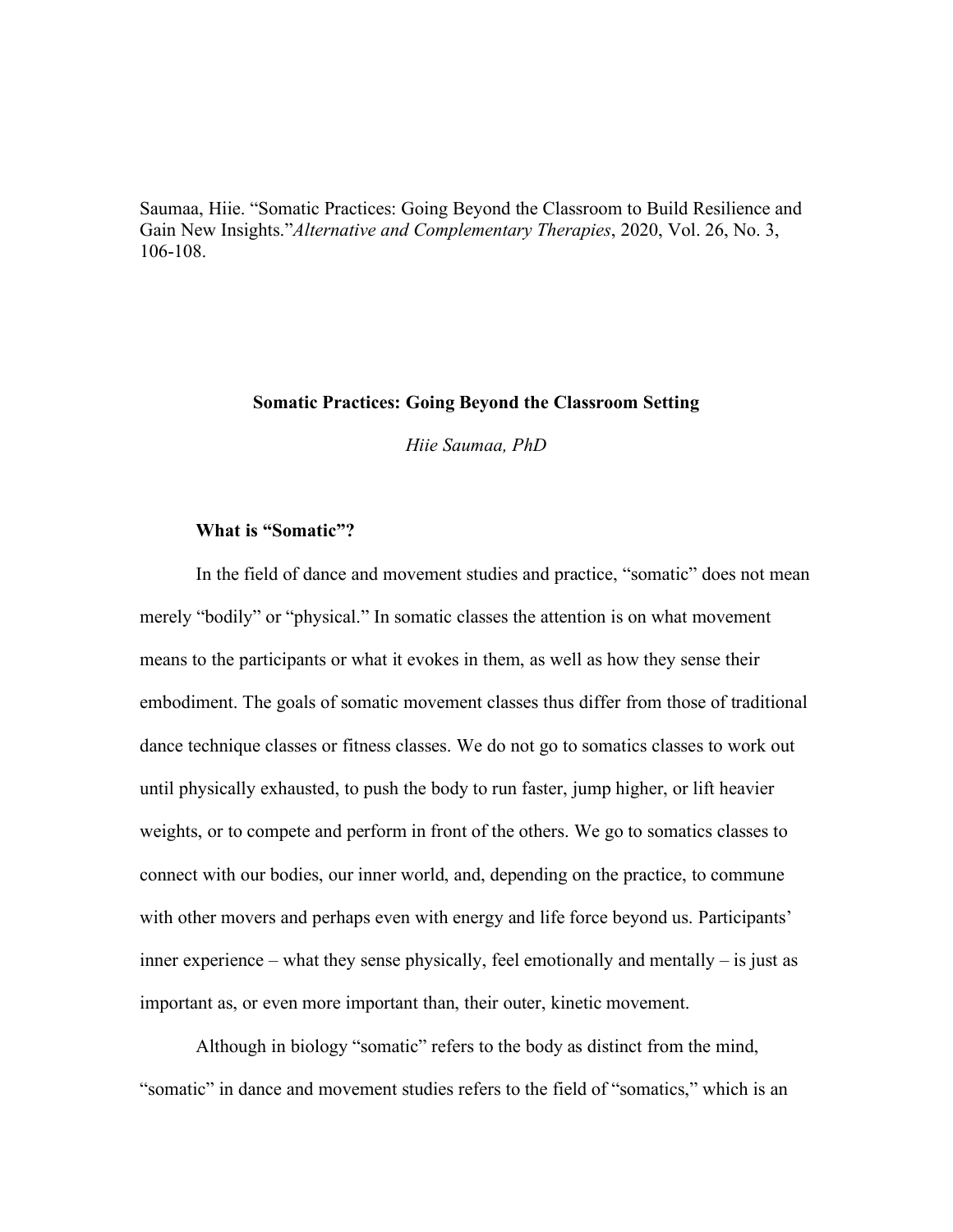Saumaa, Hiie. "Somatic Practices: Going Beyond the Classroom to Build Resilience and Gain New Insights."*Alternative and Complementary Therapies*, 2020, Vol. 26, No. 3, 106-108.

# Somatic Practices: Going Beyond the Classroom Setting

*Hiie Saumaa, PhD*

## What is "Somatic"?

In the field of dance and movement studies and practice, "somatic" does not mean merely "bodily" or "physical." In somatic classes the attention is on what movement means to the participants or what it evokes in them, as well as how they sense their embodiment. The goals of somatic movement classes thus differ from those of traditional dance technique classes or fitness classes. We do not go to somatics classes to work out until physically exhausted, to push the body to run faster, jump higher, or lift heavier weights, or to compete and perform in front of the others. We go to somatics classes to connect with our bodies, our inner world, and, depending on the practice, to commune with other movers and perhaps even with energy and life force beyond us. Participants' inner experience – what they sense physically, feel emotionally and mentally – is just as important as, or even more important than, their outer, kinetic movement.

Although in biology "somatic" refers to the body as distinct from the mind, "somatic" in dance and movement studies refers to the field of "somatics," which is an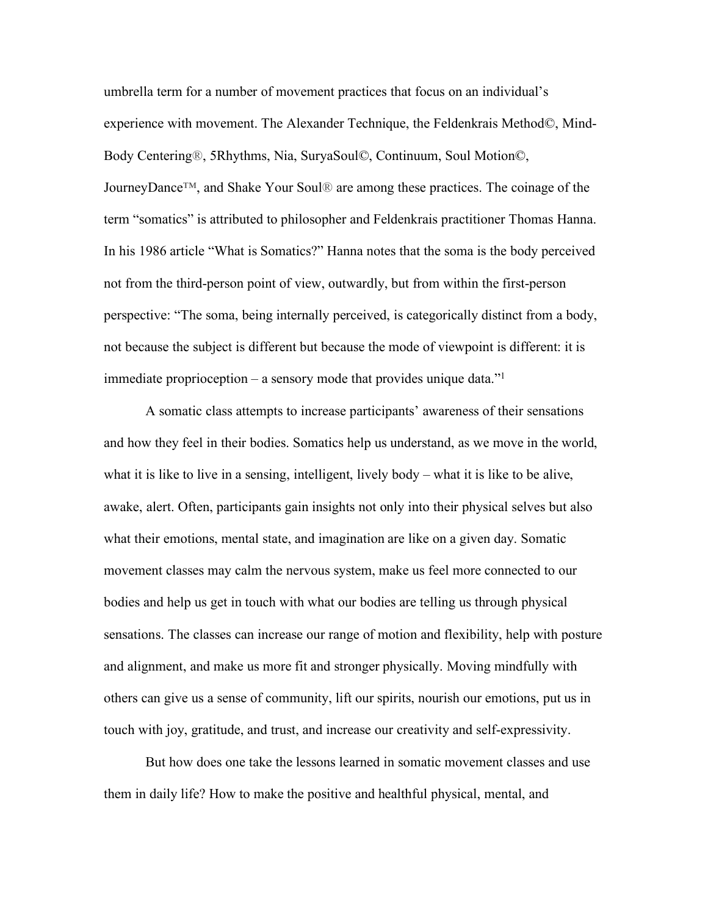umbrella term for a number of movement practices that focus on an individual's experience with movement. The Alexander Technique, the Feldenkrais Method©, Mind-Body Centering®, 5Rhythms, Nia, SuryaSoul©, Continuum, Soul Motion©, JourneyDance™, and Shake Your Soul® are among these practices. The coinage of the term "somatics" is attributed to philosopher and Feldenkrais practitioner Thomas Hanna. In his 1986 article "What is Somatics?" Hanna notes that the soma is the body perceived not from the third-person point of view, outwardly, but from within the first-person perspective: "The soma, being internally perceived, is categorically distinct from a body, not because the subject is different but because the mode of viewpoint is different: it is immediate proprioception – a sensory mode that provides unique data."[1]

A somatic class attempts to increase participants' awareness of their sensations and how they feel in their bodies. Somatics help us understand, as we move in the world, what it is like to live in a sensing, intelligent, lively body – what it is like to be alive, awake, alert. Often, participants gain insights not only into their physical selves but also what their emotions, mental state, and imagination are like on a given day. Somatic movement classes may calm the nervous system, make us feel more connected to our bodies and help us get in touch with what our bodies are telling us through physical sensations. The classes can increase our range of motion and flexibility, help with posture and alignment, and make us more fit and stronger physically. Moving mindfully with others can give us a sense of community, lift our spirits, nourish our emotions, put us in touch with joy, gratitude, and trust, and increase our creativity and self-expressivity.

But how does one take the lessons learned in somatic movement classes and use them in daily life? How to make the positive and healthful physical, mental, and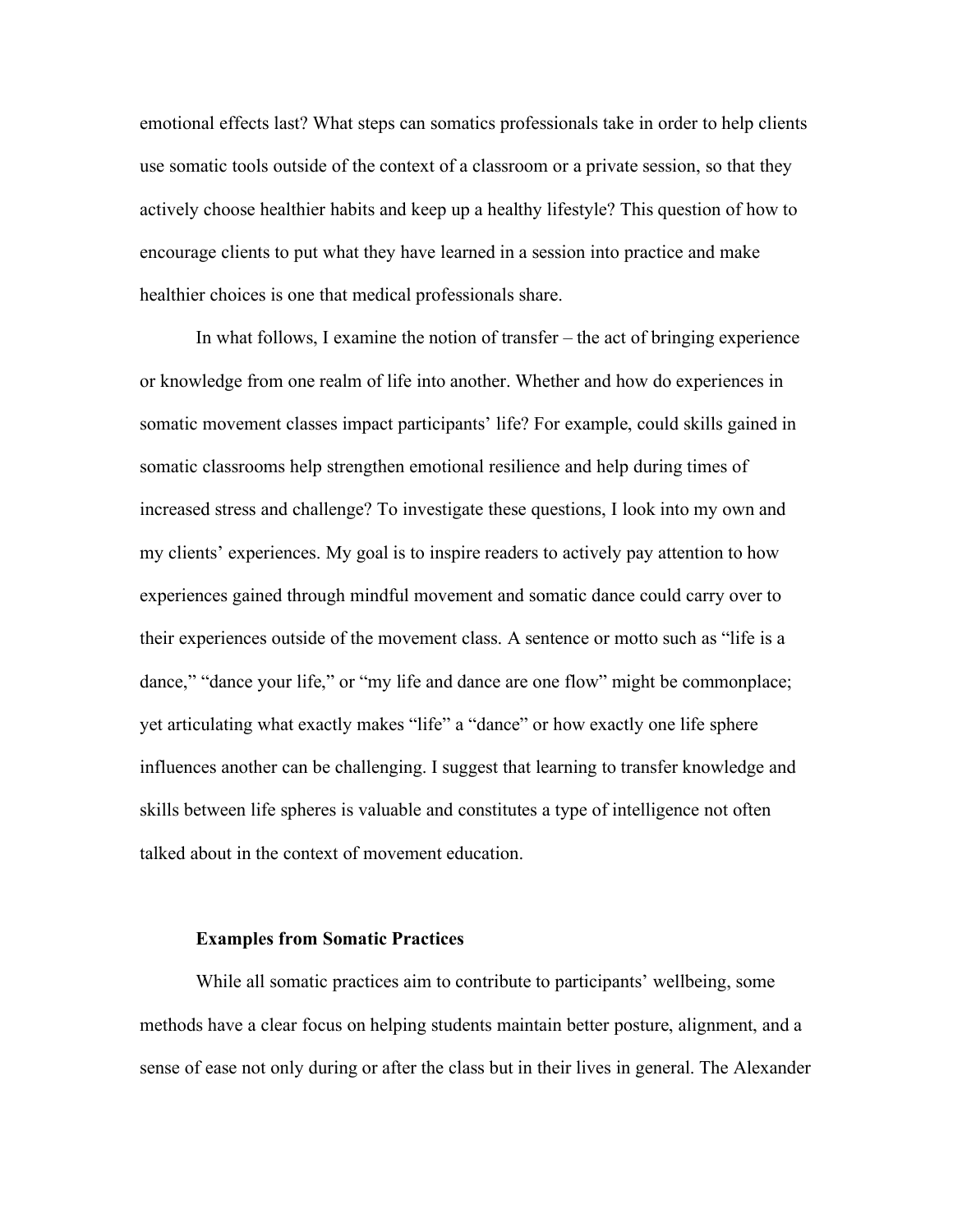emotional effects last? What steps can somatics professionals take in order to help clients use somatic tools outside of the context of a classroom or a private session, so that they actively choose healthier habits and keep up a healthy lifestyle? This question of how to encourage clients to put what they have learned in a session into practice and make healthier choices is one that medical professionals share.

In what follows, I examine the notion of transfer – the act of bringing experience or knowledge from one realm of life into another. Whether and how do experiences in somatic movement classes impact participants' life? For example, could skills gained in somatic classrooms help strengthen emotional resilience and help during times of increased stress and challenge? To investigate these questions, I look into my own and my clients' experiences. My goal is to inspire readers to actively pay attention to how experiences gained through mindful movement and somatic dance could carry over to their experiences outside of the movement class. A sentence or motto such as "life is a dance," "dance your life," or "my life and dance are one flow" might be commonplace; yet articulating what exactly makes "life" a "dance" or how exactly one life sphere influences another can be challenging. I suggest that learning to transfer knowledge and skills between life spheres is valuable and constitutes a type of intelligence not often talked about in the context of movement education.

## Examples from Somatic Practices

While all somatic practices aim to contribute to participants' wellbeing, some methods have a clear focus on helping students maintain better posture, alignment, and a sense of ease not only during or after the class but in their lives in general. The Alexander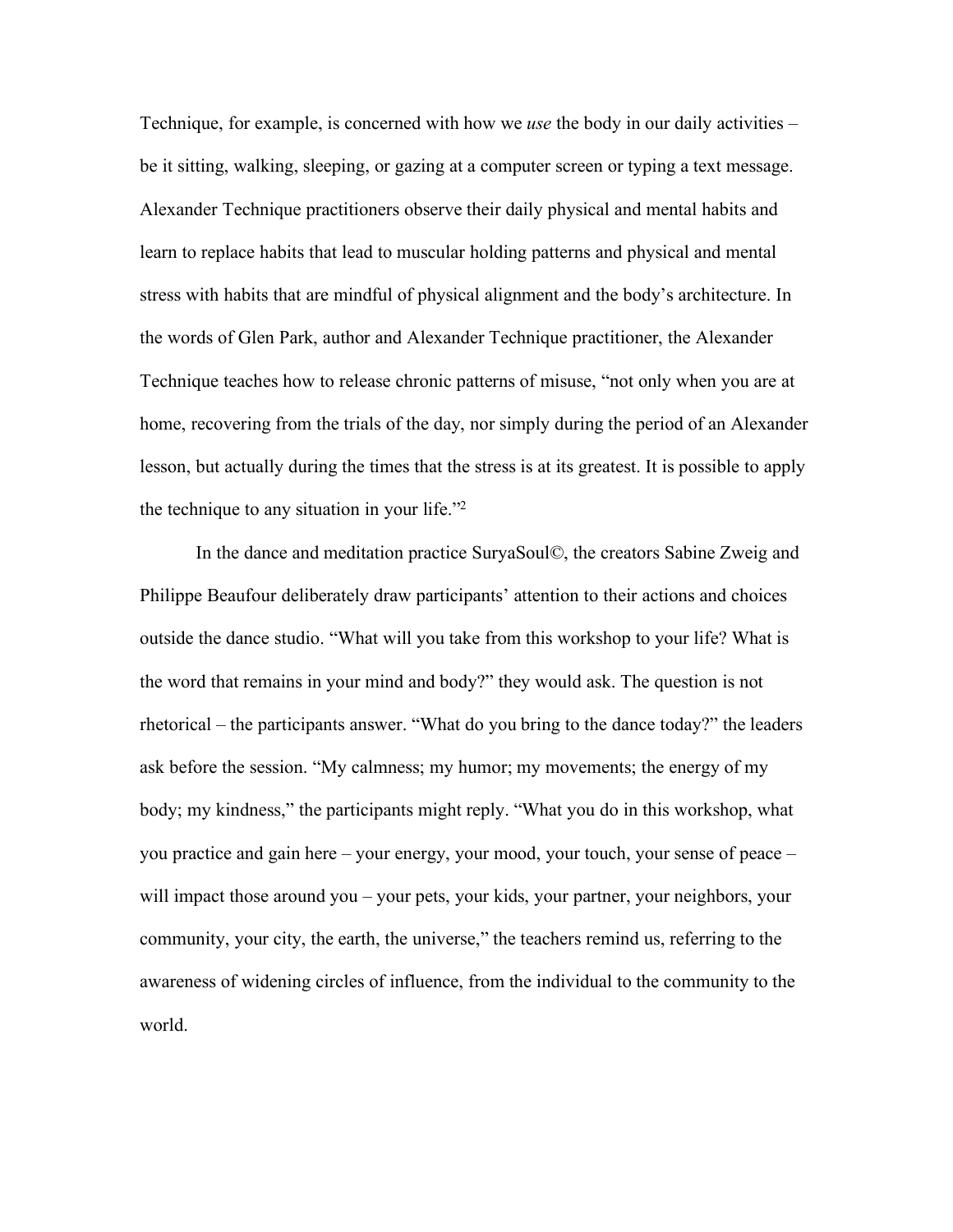Technique, for example, is concerned with how we *use* the body in our daily activities – be it sitting, walking, sleeping, or gazing at a computer screen or typing a text message. Alexander Technique practitioners observe their daily physical and mental habits and learn to replace habits that lead to muscular holding patterns and physical and mental stress with habits that are mindful of physical alignment and the body's architecture. In the words of Glen Park, author and Alexander Technique practitioner, the Alexander Technique teaches how to release chronic patterns of misuse, "not only when you are at home, recovering from the trials of the day, nor simply during the period of an Alexander lesson, but actually during the times that the stress is at its greatest. It is possible to apply the technique to any situation in your life."[2]

In the dance and meditation practice SuryaSoul©, the creators Sabine Zweig and Philippe Beaufour deliberately draw participants' attention to their actions and choices outside the dance studio. "What will you take from this workshop to your life? What is the word that remains in your mind and body?" they would ask. The question is not rhetorical – the participants answer. "What do you bring to the dance today?" the leaders ask before the session. "My calmness; my humor; my movements; the energy of my body; my kindness," the participants might reply. "What you do in this workshop, what you practice and gain here – your energy, your mood, your touch, your sense of peace – will impact those around you – your pets, your kids, your partner, your neighbors, your community, your city, the earth, the universe," the teachers remind us, referring to the awareness of widening circles of influence, from the individual to the community to the world.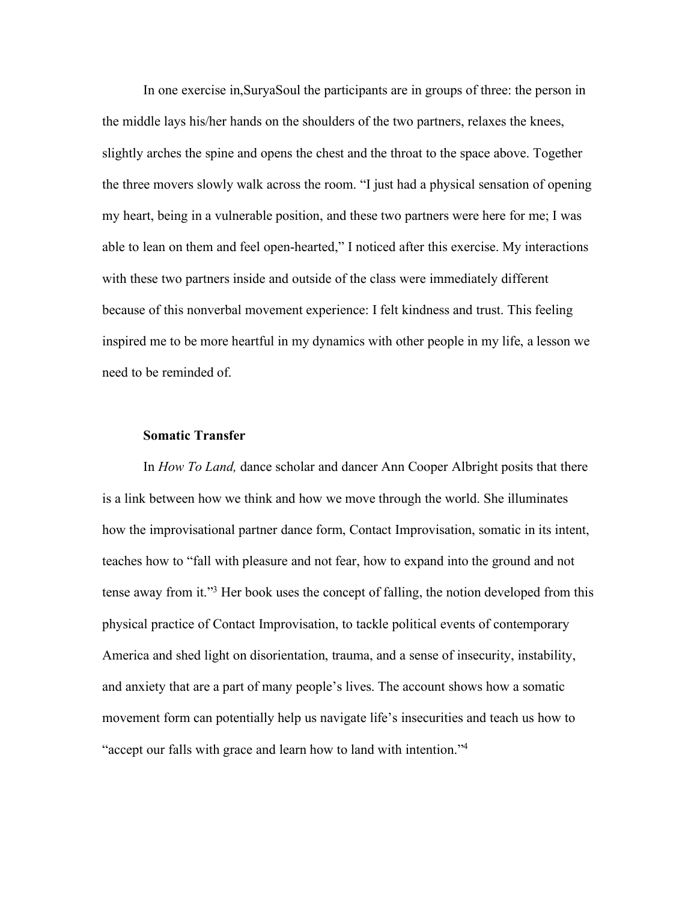In one exercise in,SuryaSoul the participants are in groups of three: the person in the middle lays his/her hands on the shoulders of the two partners, relaxes the knees, slightly arches the spine and opens the chest and the throat to the space above. Together the three movers slowly walk across the room. "I just had a physical sensation of opening my heart, being in a vulnerable position, and these two partners were here for me; I was able to lean on them and feel open-hearted," I noticed after this exercise. My interactions with these two partners inside and outside of the class were immediately different because of this nonverbal movement experience: I felt kindness and trust. This feeling inspired me to be more heartful in my dynamics with other people in my life, a lesson we need to be reminded of.

**Somatic Transfer**

In *How To Land,* dance scholar and dancer Ann Cooper Albright posits that there is a link between how we think and how we move through the world. She illuminates how the improvisational partner dance form, Contact Improvisation, somatic in its intent, teaches how to "fall with pleasure and not fear, how to expand into the ground and not tense away from it."[3] Her book uses the concept of falling, the notion developed from this physical practice of Contact Improvisation, to tackle political events of contemporary America and shed light on disorientation, trauma, and a sense of insecurity, instability, and anxiety that are a part of many people's lives. The account shows how a somatic movement form can potentially help us navigate life's insecurities and teach us how to "accept our falls with grace and learn how to land with intention."[4]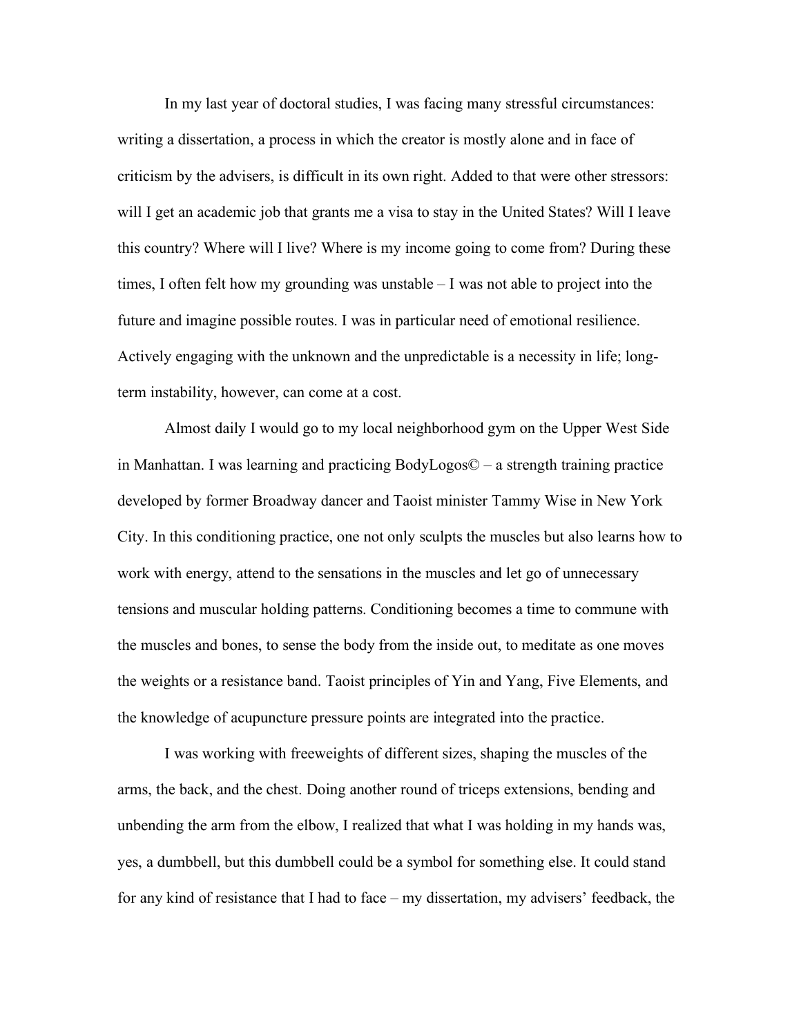In my last year of doctoral studies, I was facing many stressful circumstances: writing a dissertation, a process in which the creator is mostly alone and in face of criticism by the advisers, is difficult in its own right. Added to that were other stressors: will I get an academic job that grants me a visa to stay in the United States? Will I leave this country? Where will I live? Where is my income going to come from? During these times, I often felt how my grounding was unstable – I was not able to project into the future and imagine possible routes. I was in particular need of emotional resilience. Actively engaging with the unknown and the unpredictable is a necessity in life; long-term instability, however, can come at a cost.

Almost daily I would go to my local neighborhood gym on the Upper West Side in Manhattan. I was learning and practicing BodyLogos© – a strength training practice developed by former Broadway dancer and Taoist minister Tammy Wise in New York City. In this conditioning practice, one not only sculpts the muscles but also learns how to work with energy, attend to the sensations in the muscles and let go of unnecessary tensions and muscular holding patterns. Conditioning becomes a time to commune with the muscles and bones, to sense the body from the inside out, to meditate as one moves the weights or a resistance band. Taoist principles of Yin and Yang, Five Elements, and the knowledge of acupuncture pressure points are integrated into the practice.

I was working with freeweights of different sizes, shaping the muscles of the arms, the back, and the chest. Doing another round of triceps extensions, bending and unbending the arm from the elbow, I realized that what I was holding in my hands was, yes, a dumbbell, but this dumbbell could be a symbol for something else. It could stand for any kind of resistance that I had to face – my dissertation, my advisers' feedback, the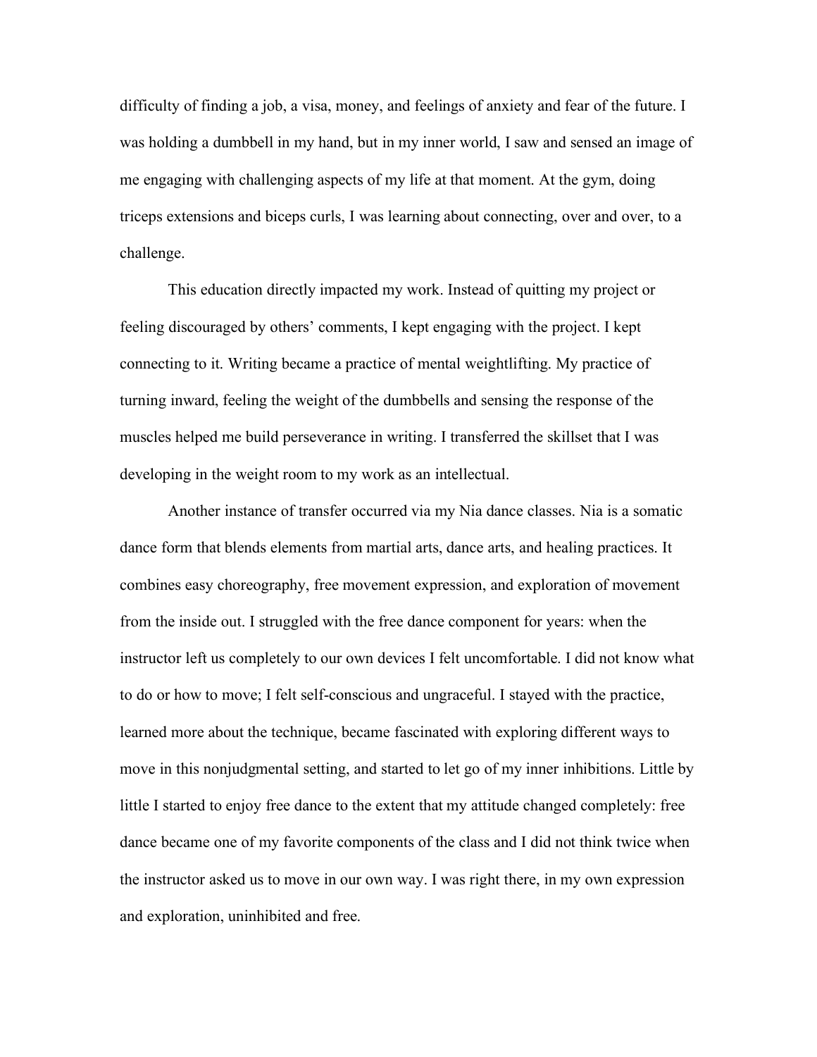difficulty of finding a job, a visa, money, and feelings of anxiety and fear of the future. I was holding a dumbbell in my hand, but in my inner world, I saw and sensed an image of me engaging with challenging aspects of my life at that moment. At the gym, doing triceps extensions and biceps curls, I was learning about connecting, over and over, to a challenge.

This education directly impacted my work. Instead of quitting my project or feeling discouraged by others' comments, I kept engaging with the project. I kept connecting to it. Writing became a practice of mental weightlifting. My practice of turning inward, feeling the weight of the dumbbells and sensing the response of the muscles helped me build perseverance in writing. I transferred the skillset that I was developing in the weight room to my work as an intellectual.

Another instance of transfer occurred via my Nia dance classes. Nia is a somatic dance form that blends elements from martial arts, dance arts, and healing practices. It combines easy choreography, free movement expression, and exploration of movement from the inside out. I struggled with the free dance component for years: when the instructor left us completely to our own devices I felt uncomfortable. I did not know what to do or how to move; I felt self-conscious and ungraceful. I stayed with the practice, learned more about the technique, became fascinated with exploring different ways to move in this nonjudgmental setting, and started to let go of my inner inhibitions. Little by little I started to enjoy free dance to the extent that my attitude changed completely: free dance became one of my favorite components of the class and I did not think twice when the instructor asked us to move in our own way. I was right there, in my own expression and exploration, uninhibited and free.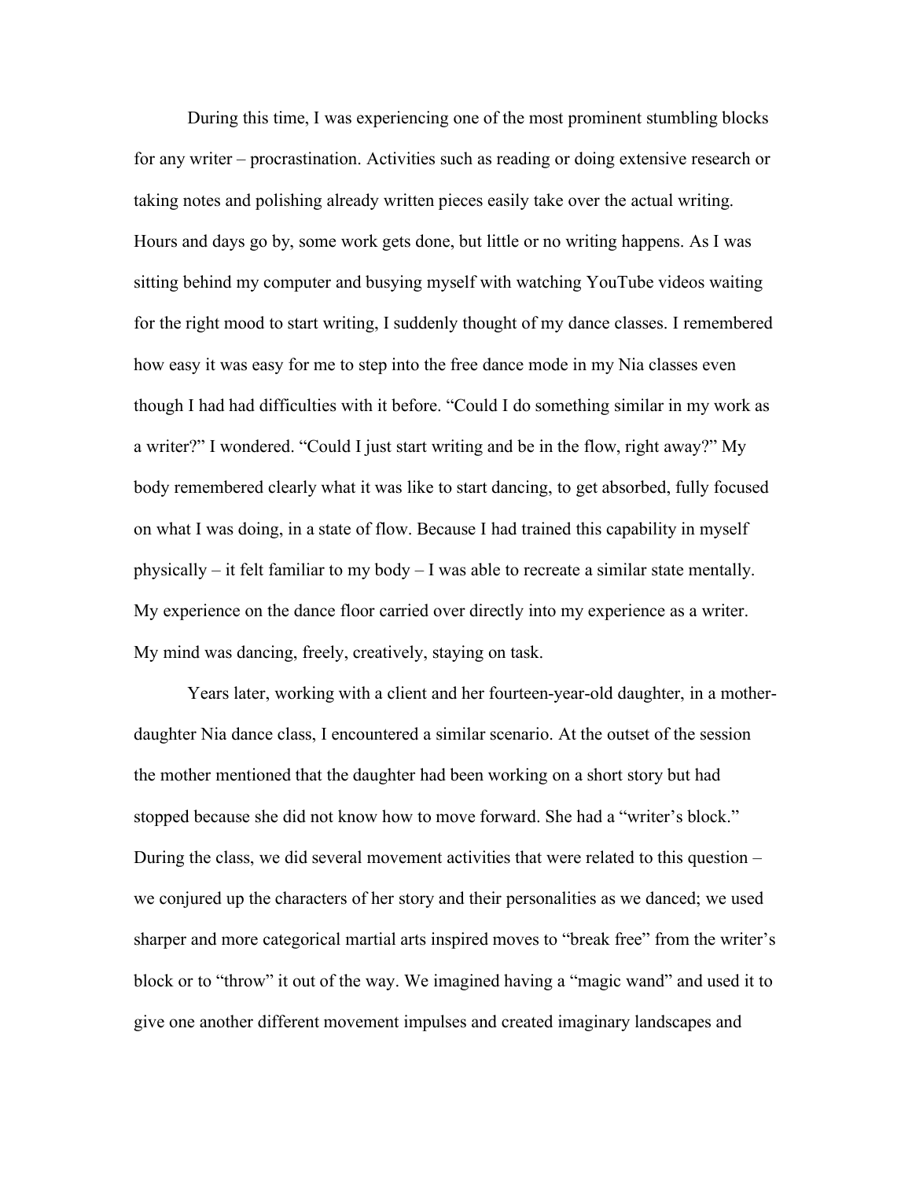During this time, I was experiencing one of the most prominent stumbling blocks for any writer – procrastination. Activities such as reading or doing extensive research or taking notes and polishing already written pieces easily take over the actual writing. Hours and days go by, some work gets done, but little or no writing happens. As I was sitting behind my computer and busying myself with watching YouTube videos waiting for the right mood to start writing, I suddenly thought of my dance classes. I remembered how easy it was easy for me to step into the free dance mode in my Nia classes even though I had had difficulties with it before. "Could I do something similar in my work as a writer?" I wondered. "Could I just start writing and be in the flow, right away?" My body remembered clearly what it was like to start dancing, to get absorbed, fully focused on what I was doing, in a state of flow. Because I had trained this capability in myself physically – it felt familiar to my body – I was able to recreate a similar state mentally. My experience on the dance floor carried over directly into my experience as a writer. My mind was dancing, freely, creatively, staying on task.

Years later, working with a client and her fourteen-year-old daughter, in a mother-daughter Nia dance class, I encountered a similar scenario. At the outset of the session the mother mentioned that the daughter had been working on a short story but had stopped because she did not know how to move forward. She had a "writer's block." During the class, we did several movement activities that were related to this question – we conjured up the characters of her story and their personalities as we danced; we used sharper and more categorical martial arts inspired moves to "break free" from the writer's block or to "throw" it out of the way. We imagined having a "magic wand" and used it to give one another different movement impulses and created imaginary landscapes and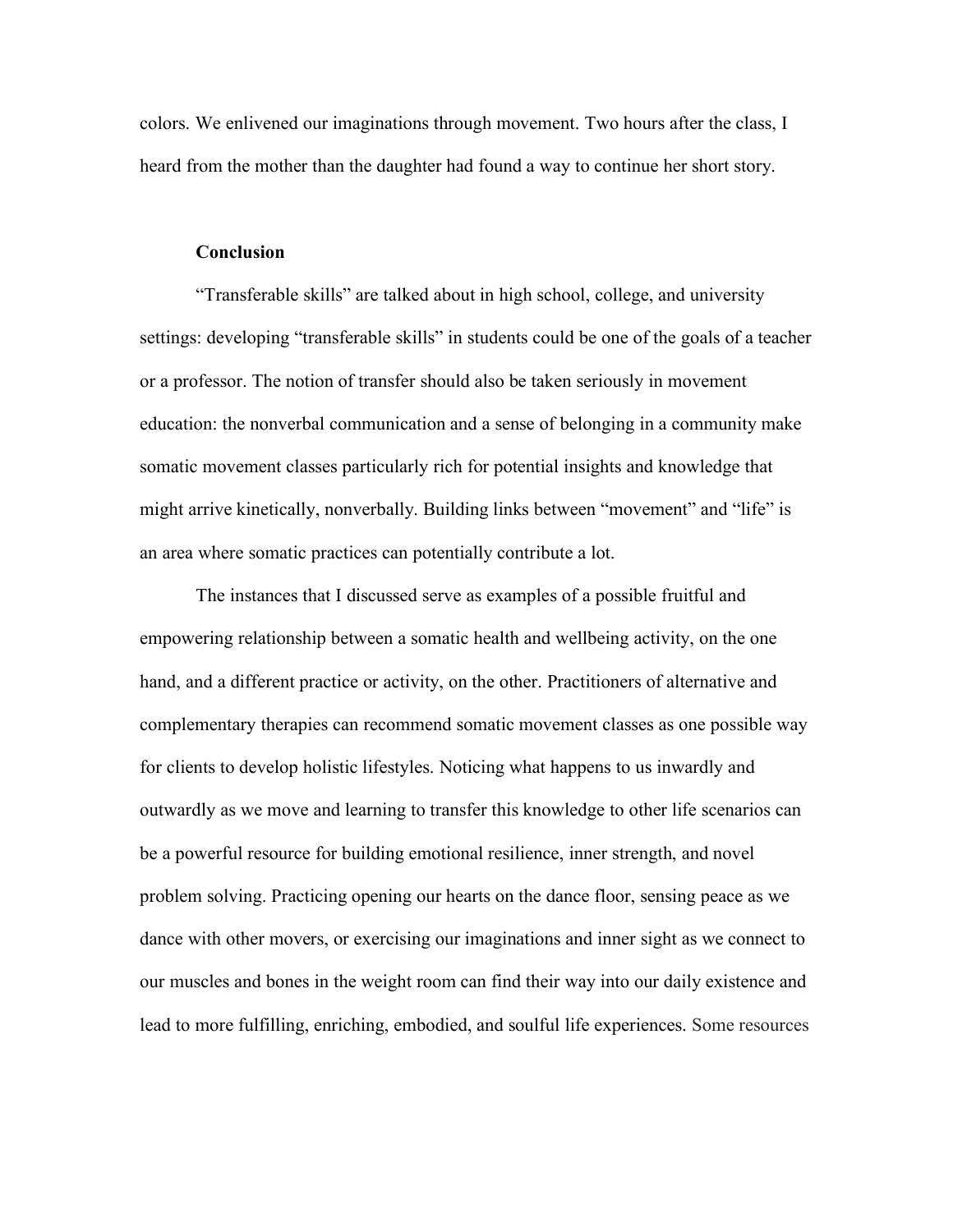colors. We enlivened our imaginations through movement. Two hours after the class, I heard from the mother than the daughter had found a way to continue her short story.

## Conclusion

"Transferable skills" are talked about in high school, college, and university settings: developing "transferable skills" in students could be one of the goals of a teacher or a professor. The notion of transfer should also be taken seriously in movement education: the nonverbal communication and a sense of belonging in a community make somatic movement classes particularly rich for potential insights and knowledge that might arrive kinetically, nonverbally. Building links between "movement" and "life" is an area where somatic practices can potentially contribute a lot.

The instances that I discussed serve as examples of a possible fruitful and empowering relationship between a somatic health and wellbeing activity, on the one hand, and a different practice or activity, on the other. Practitioners of alternative and complementary therapies can recommend somatic movement classes as one possible way for clients to develop holistic lifestyles. Noticing what happens to us inwardly and outwardly as we move and learning to transfer this knowledge to other life scenarios can be a powerful resource for building emotional resilience, inner strength, and novel problem solving. Practicing opening our hearts on the dance floor, sensing peace as we dance with other movers, or exercising our imaginations and inner sight as we connect to our muscles and bones in the weight room can find their way into our daily existence and lead to more fulfilling, enriching, embodied, and soulful life experiences. Some resources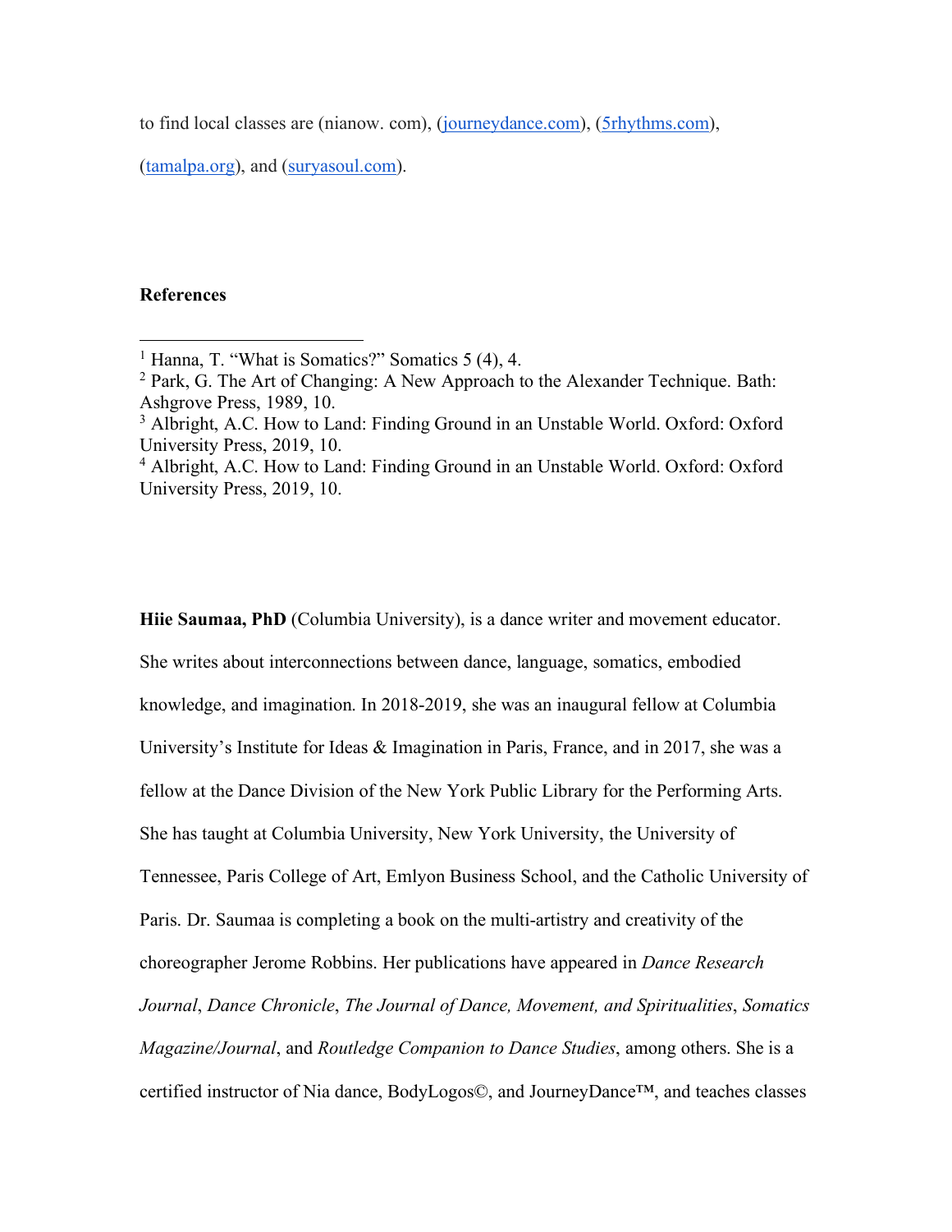to find local classes are (nianow. com), (journeydance.com), (5rhythms.com), (tamalpa.org), and (suryasoul.com).

**References**

[1] Hanna, T. "What is Somatics?" Somatics 5 (4), 4.
[2] Park, G. The Art of Changing: A New Approach to the Alexander Technique. Bath: Ashgrove Press, 1989, 10.
[3] Albright, A.C. How to Land: Finding Ground in an Unstable World. Oxford: Oxford University Press, 2019, 10.
[4] Albright, A.C. How to Land: Finding Ground in an Unstable World. Oxford: Oxford University Press, 2019, 10.

**Hiie Saumaa, PhD** (Columbia University), is a dance writer and movement educator. She writes about interconnections between dance, language, somatics, embodied knowledge, and imagination. In 2018-2019, she was an inaugural fellow at Columbia University's Institute for Ideas & Imagination in Paris, France, and in 2017, she was a fellow at the Dance Division of the New York Public Library for the Performing Arts. She has taught at Columbia University, New York University, the University of Tennessee, Paris College of Art, Emlyon Business School, and the Catholic University of Paris. Dr. Saumaa is completing a book on the multi-artistry and creativity of the choreographer Jerome Robbins. Her publications have appeared in *Dance Research Journal*, *Dance Chronicle*, *The Journal of Dance, Movement, and Spiritualities*, *Somatics Magazine/Journal*, and *Routledge Companion to Dance Studies*, among others. She is a certified instructor of Nia dance, BodyLogos©, and JourneyDance™, and teaches classes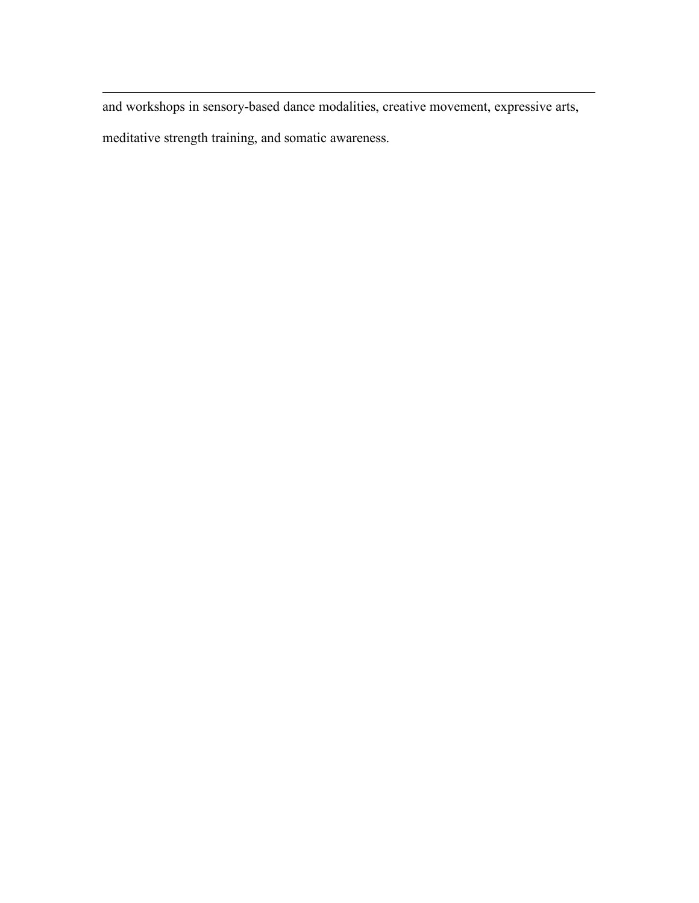and workshops in sensory-based dance modalities, creative movement, expressive arts, meditative strength training, and somatic awareness.